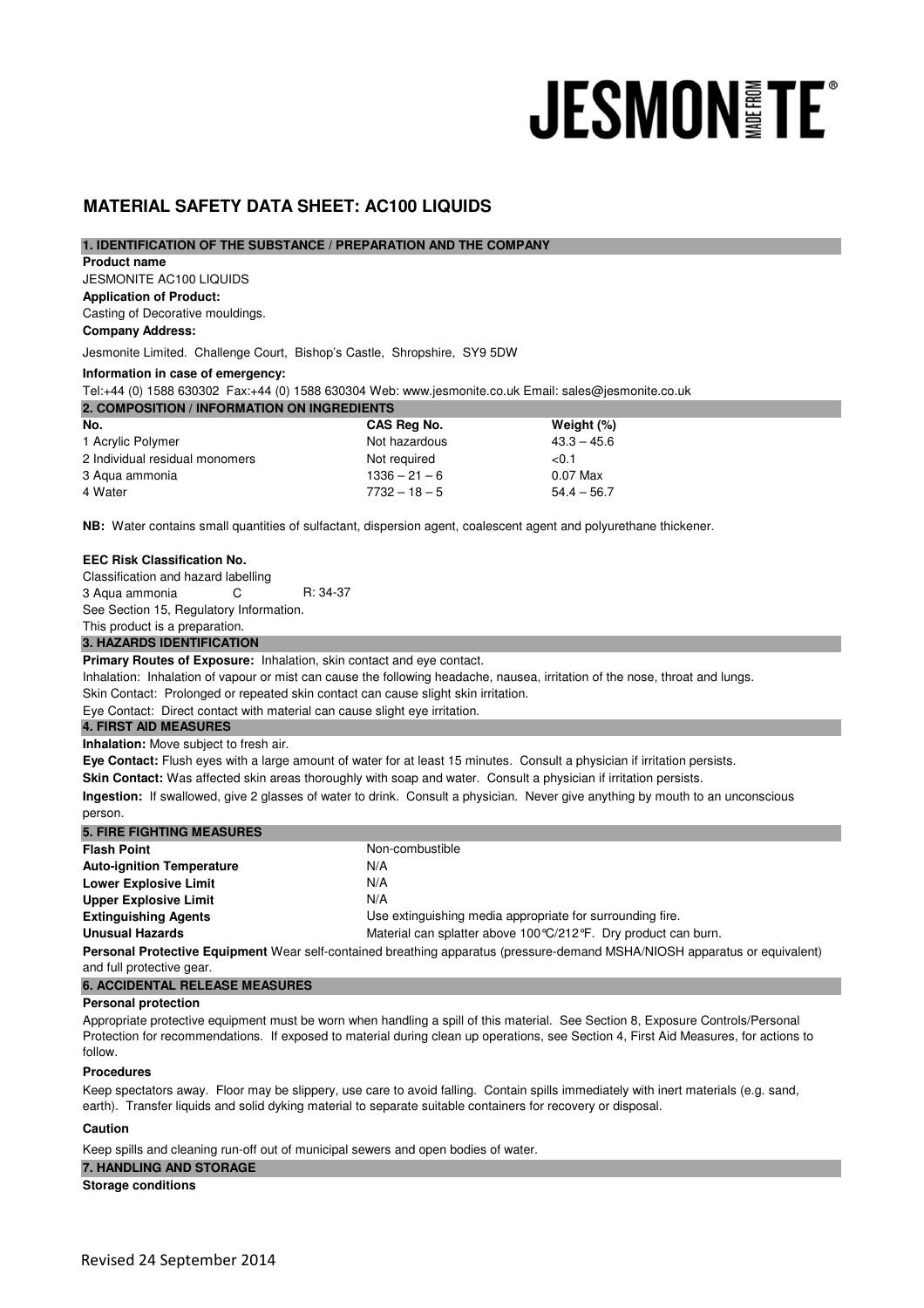JESMONITE

# MATERIAL SAFETY DATA SHEET: AC100 LIQUIDS

## 1. IDENTIFICATION OF THE SUBSTANCE / PREPARATION AND THE COMPANY

**Product name**

JESMONITE AC100 LIQUIDS

**Application of Product:**

Casting of Decorative mouldings.

**Company Address:**

Jesmonite Limited. Challenge Court, Bishop's Castle, Shropshire, SY9 5DW

**Information in case of emergency:**

Tel:+44 (0) 1588 630302 Fax:+44 (0) 1588 630304 Web: www.jesmonite.co.uk Email: sales@jesmonite.co.uk

## 2. COMPOSITION / INFORMATION ON INGREDIENTS

| No. | CAS Reg No. | Weight (%) |
|---|---|---|
| 1 Acrylic Polymer | Not hazardous | 43.3 – 45.6 |
| 2 Individual residual monomers | Not required | <0.1 |
| 3 Aqua ammonia | 1336 – 21 – 6 | 0.07 Max |
| 4 Water | 7732 – 18 – 5 | 54.4 – 56.7 |

**NB:** Water contains small quantities of sulfactant, dispersion agent, coalescent agent and polyurethane thickener.

**EEC Risk Classification No.**

Classification and hazard labelling

| | | |
|---|---|---|
| 3 Aqua ammonia | C | R: 34-37 |

See Section 15, Regulatory Information.

This product is a preparation.

## 3. HAZARDS IDENTIFICATION

**Primary Routes of Exposure:** Inhalation, skin contact and eye contact.

Inhalation: Inhalation of vapour or mist can cause the following headache, nausea, irritation of the nose, throat and lungs.

Skin Contact: Prolonged or repeated skin contact can cause slight skin irritation.

Eye Contact: Direct contact with material can cause slight eye irritation.

## 4. FIRST AID MEASURES

**Inhalation:** Move subject to fresh air.

**Eye Contact:** Flush eyes with a large amount of water for at least 15 minutes. Consult a physician if irritation persists.

**Skin Contact:** Was affected skin areas thoroughly with soap and water. Consult a physician if irritation persists.

**Ingestion:** If swallowed, give 2 glasses of water to drink. Consult a physician. Never give anything by mouth to an unconscious person.

## 5. FIRE FIGHTING MEASURES

| | |
|---|---|
| **Flash Point** | Non-combustible |
| **Auto-ignition Temperature** | N/A |
| **Lower Explosive Limit** | N/A |
| **Upper Explosive Limit** | N/A |
| **Extinguishing Agents** | Use extinguishing media appropriate for surrounding fire. |
| **Unusual Hazards** | Material can splatter above 100°C/212°F. Dry product can burn. |

**Personal Protective Equipment** Wear self-contained breathing apparatus (pressure-demand MSHA/NIOSH apparatus or equivalent) and full protective gear.

## 6. ACCIDENTAL RELEASE MEASURES

**Personal protection**

Appropriate protective equipment must be worn when handling a spill of this material. See Section 8, Exposure Controls/Personal Protection for recommendations. If exposed to material during clean up operations, see Section 4, First Aid Measures, for actions to follow.

**Procedures**

Keep spectators away. Floor may be slippery, use care to avoid falling. Contain spills immediately with inert materials (e.g. sand, earth). Transfer liquids and solid dyking material to separate suitable containers for recovery or disposal.

**Caution**

Keep spills and cleaning run-off out of municipal sewers and open bodies of water.

## 7. HANDLING AND STORAGE

**Storage conditions**

Revised 24 September 2014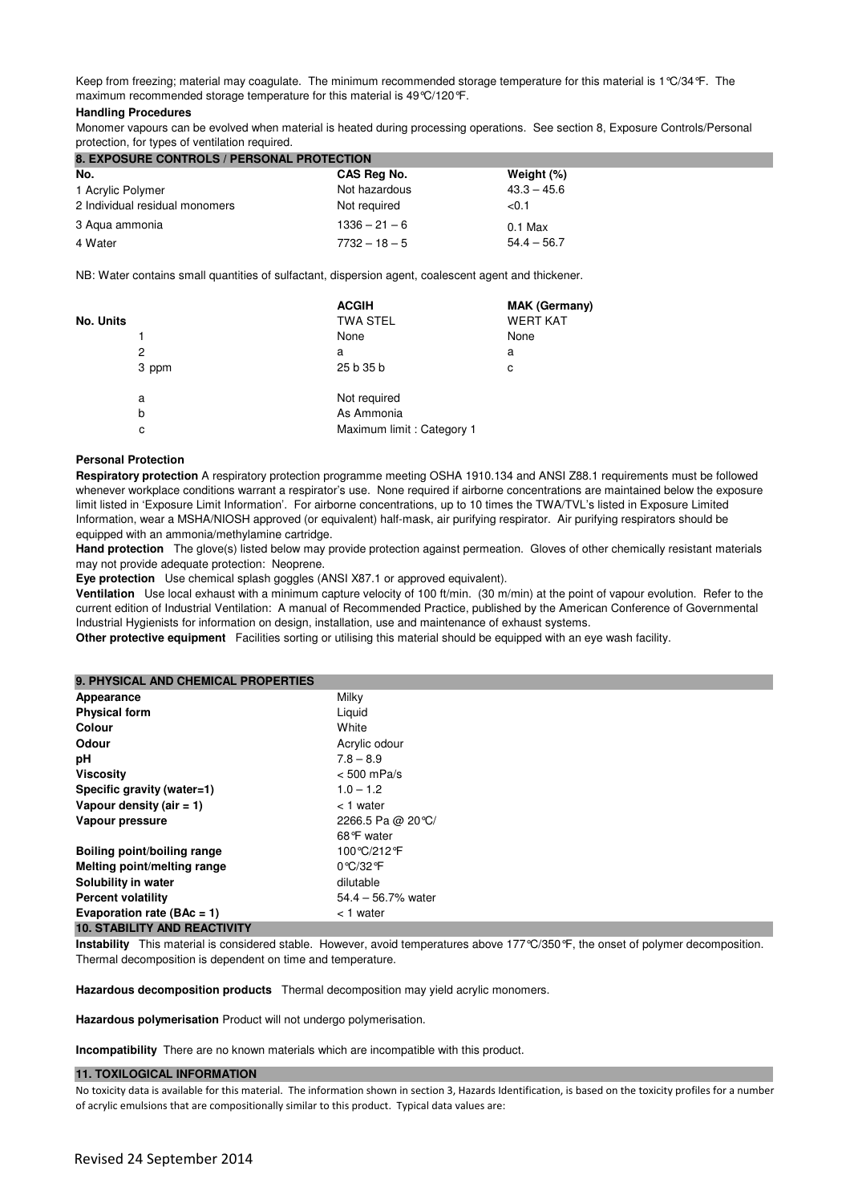Keep from freezing; material may coagulate. The minimum recommended storage temperature for this material is 1°C/34°F. The maximum recommended storage temperature for this material is 49°C/120°F.

**Handling Procedures**

Monomer vapours can be evolved when material is heated during processing operations. See section 8, Exposure Controls/Personal protection, for types of ventilation required.

## 8. EXPOSURE CONTROLS / PERSONAL PROTECTION

| No. | CAS Reg No. | Weight (%) |
|---|---|---|
| 1 Acrylic Polymer | Not hazardous | 43.3 – 45.6 |
| 2 Individual residual monomers | Not required | <0.1 |
| 3 Aqua ammonia | 1336 – 21 – 6 | 0.1 Max |
| 4 Water | 7732 – 18 – 5 | 54.4 – 56.7 |

NB: Water contains small quantities of sulfactant, dispersion agent, coalescent agent and thickener.

| No. | Units | ACGIH TWA STEL | MAK (Germany) WERT KAT |
|---|---|---|---|
| 1 | | None | None |
| 2 | | a | a |
| 3 | ppm | 25 b 35 b | c |

| | |
|---|---|
| a | Not required |
| b | As Ammonia |
| c | Maximum limit : Category 1 |

**Personal Protection**

**Respiratory protection** A respiratory protection programme meeting OSHA 1910.134 and ANSI Z88.1 requirements must be followed whenever workplace conditions warrant a respirator's use. None required if airborne concentrations are maintained below the exposure limit listed in 'Exposure Limit Information'. For airborne concentrations, up to 10 times the TWA/TVL's listed in Exposure Limited Information, wear a MSHA/NIOSH approved (or equivalent) half-mask, air purifying respirator. Air purifying respirators should be equipped with an ammonia/methylamine cartridge.

**Hand protection** The glove(s) listed below may provide protection against permeation. Gloves of other chemically resistant materials may not provide adequate protection: Neoprene.

**Eye protection** Use chemical splash goggles (ANSI X87.1 or approved equivalent).

**Ventilation** Use local exhaust with a minimum capture velocity of 100 ft/min. (30 m/min) at the point of vapour evolution. Refer to the current edition of Industrial Ventilation: A manual of Recommended Practice, published by the American Conference of Governmental Industrial Hygienists for information on design, installation, use and maintenance of exhaust systems.

**Other protective equipment** Facilities sorting or utilising this material should be equipped with an eye wash facility.

## 9. PHYSICAL AND CHEMICAL PROPERTIES

| | |
|---|---|
| **Appearance** | Milky |
| **Physical form** | Liquid |
| **Colour** | White |
| **Odour** | Acrylic odour |
| **pH** | 7.8 – 8.9 |
| **Viscosity** | < 500 mPa/s |
| **Specific gravity (water=1)** | 1.0 – 1.2 |
| **Vapour density (air = 1)** | < 1 water |
| **Vapour pressure** | 2266.5 Pa @ 20°C/ 68°F water |
| **Boiling point/boiling range** | 100°C/212°F |
| **Melting point/melting range** | 0°C/32°F |
| **Solubility in water** | dilutable |
| **Percent volatility** | 54.4 – 56.7% water |
| **Evaporation rate (BAc = 1)** | < 1 water |

## 10. STABILITY AND REACTIVITY

**Instability** This material is considered stable. However, avoid temperatures above 177°C/350°F, the onset of polymer decomposition. Thermal decomposition is dependent on time and temperature.

**Hazardous decomposition products** Thermal decomposition may yield acrylic monomers.

**Hazardous polymerisation** Product will not undergo polymerisation.

**Incompatibility** There are no known materials which are incompatible with this product.

## 11. TOXILOGICAL INFORMATION

No toxicity data is available for this material. The information shown in section 3, Hazards Identification, is based on the toxicity profiles for a number of acrylic emulsions that are compositionally similar to this product. Typical data values are:

Revised 24 September 2014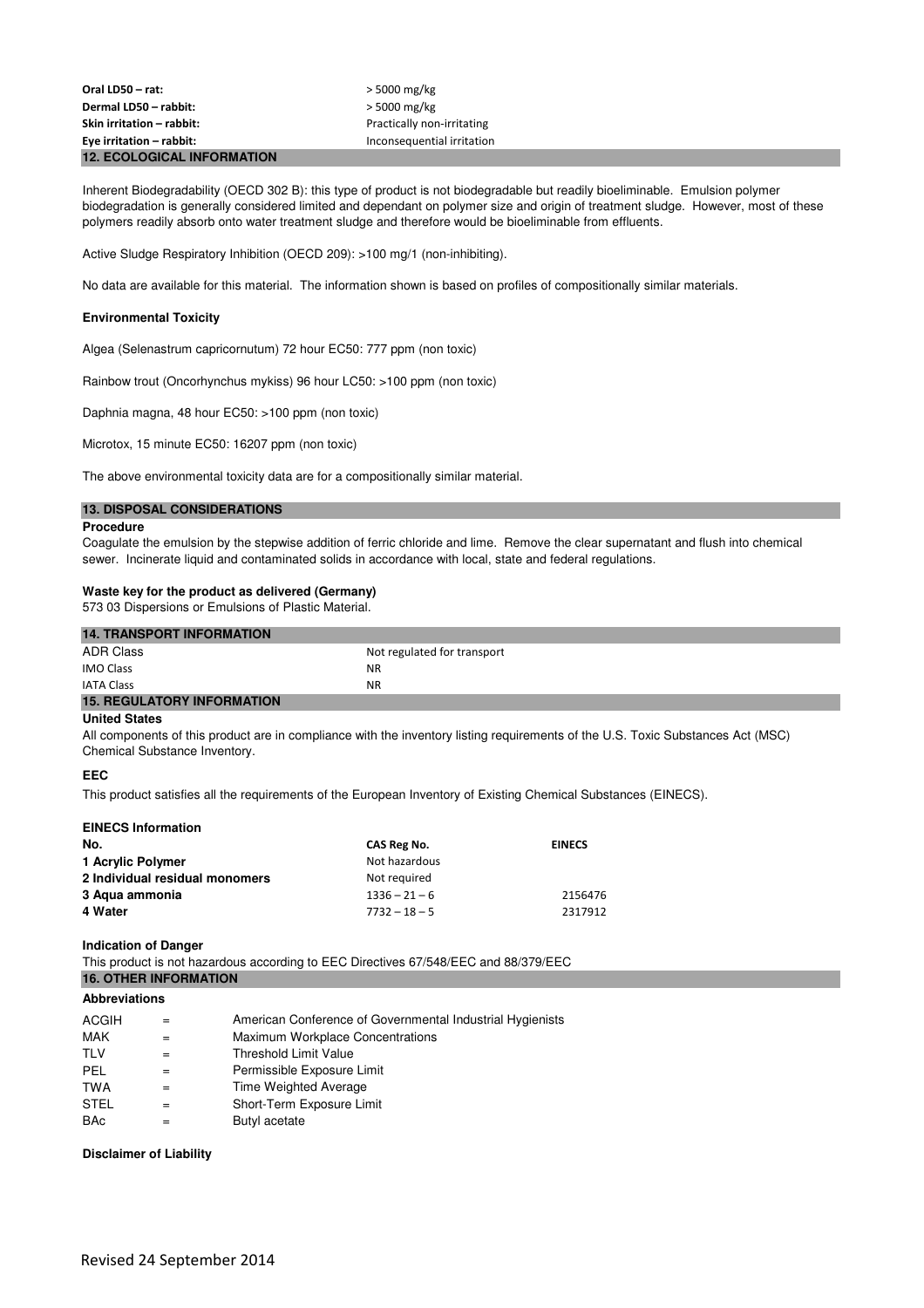| | |
|---|---|
| **Oral LD50 – rat:** | > 5000 mg/kg |
| **Dermal LD50 – rabbit:** | > 5000 mg/kg |
| **Skin irritation – rabbit:** | Practically non-irritating |
| **Eye irritation – rabbit:** | Inconsequential irritation |

## 12. ECOLOGICAL INFORMATION

Inherent Biodegradability (OECD 302 B): this type of product is not biodegradable but readily bioeliminable. Emulsion polymer biodegradation is generally considered limited and dependant on polymer size and origin of treatment sludge. However, most of these polymers readily absorb onto water treatment sludge and therefore would be bioeliminable from effluents.

Active Sludge Respiratory Inhibition (OECD 209): >100 mg/1 (non-inhibiting).

No data are available for this material. The information shown is based on profiles of compositionally similar materials.

**Environmental Toxicity**

Algea (Selenastrum capricornutum) 72 hour EC50: 777 ppm (non toxic)

Rainbow trout (Oncorhynchus mykiss) 96 hour LC50: >100 ppm (non toxic)

Daphnia magna, 48 hour EC50: >100 ppm (non toxic)

Microtox, 15 minute EC50: 16207 ppm (non toxic)

The above environmental toxicity data are for a compositionally similar material.

## 13. DISPOSAL CONSIDERATIONS

**Procedure**

Coagulate the emulsion by the stepwise addition of ferric chloride and lime. Remove the clear supernatant and flush into chemical sewer. Incinerate liquid and contaminated solids in accordance with local, state and federal regulations.

**Waste key for the product as delivered (Germany)**

573 03 Dispersions or Emulsions of Plastic Material.

## 14. TRANSPORT INFORMATION

| | |
|---|---|
| ADR Class | Not regulated for transport |
| IMO Class | NR |
| IATA Class | NR |

## 15. REGULATORY INFORMATION

**United States**

All components of this product are in compliance with the inventory listing requirements of the U.S. Toxic Substances Act (MSC) Chemical Substance Inventory.

**EEC**

This product satisfies all the requirements of the European Inventory of Existing Chemical Substances (EINECS).

**EINECS Information**

| No. | CAS Reg No. | EINECS |
|---|---|---|
| **1 Acrylic Polymer** | Not hazardous | |
| **2 Individual residual monomers** | Not required | |
| **3 Aqua ammonia** | 1336 – 21 – 6 | 2156476 |
| **4 Water** | 7732 – 18 – 5 | 2317912 |

**Indication of Danger**

This product is not hazardous according to EEC Directives 67/548/EEC and 88/379/EEC

## 16. OTHER INFORMATION

**Abbreviations**

| | | |
|---|---|---|
| ACGIH | = | American Conference of Governmental Industrial Hygienists |
| MAK | = | Maximum Workplace Concentrations |
| TLV | = | Threshold Limit Value |
| PEL | = | Permissible Exposure Limit |
| TWA | = | Time Weighted Average |
| STEL | = | Short-Term Exposure Limit |
| BAc | = | Butyl acetate |

**Disclaimer of Liability**

Revised 24 September 2014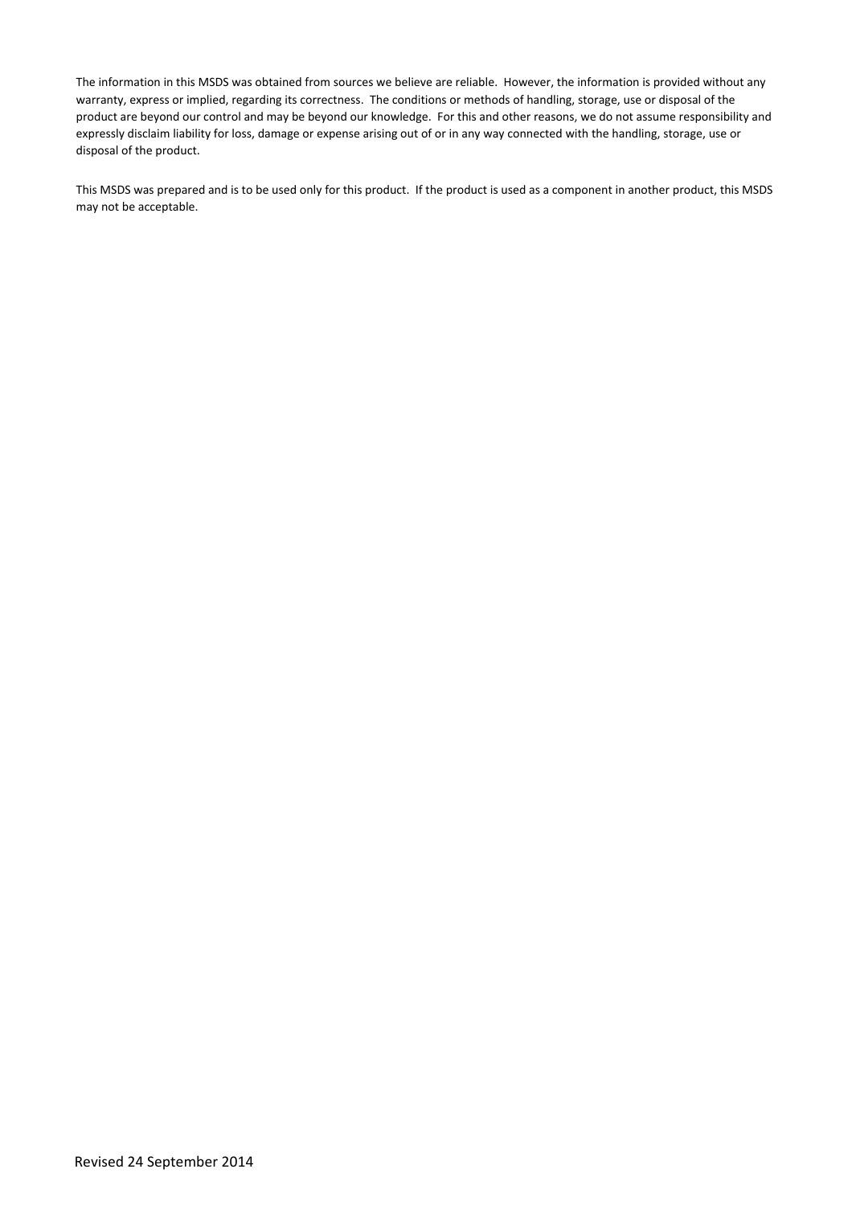The information in this MSDS was obtained from sources we believe are reliable. However, the information is provided without any warranty, express or implied, regarding its correctness. The conditions or methods of handling, storage, use or disposal of the product are beyond our control and may be beyond our knowledge. For this and other reasons, we do not assume responsibility and expressly disclaim liability for loss, damage or expense arising out of or in any way connected with the handling, storage, use or disposal of the product.

This MSDS was prepared and is to be used only for this product. If the product is used as a component in another product, this MSDS may not be acceptable.

Revised 24 September 2014